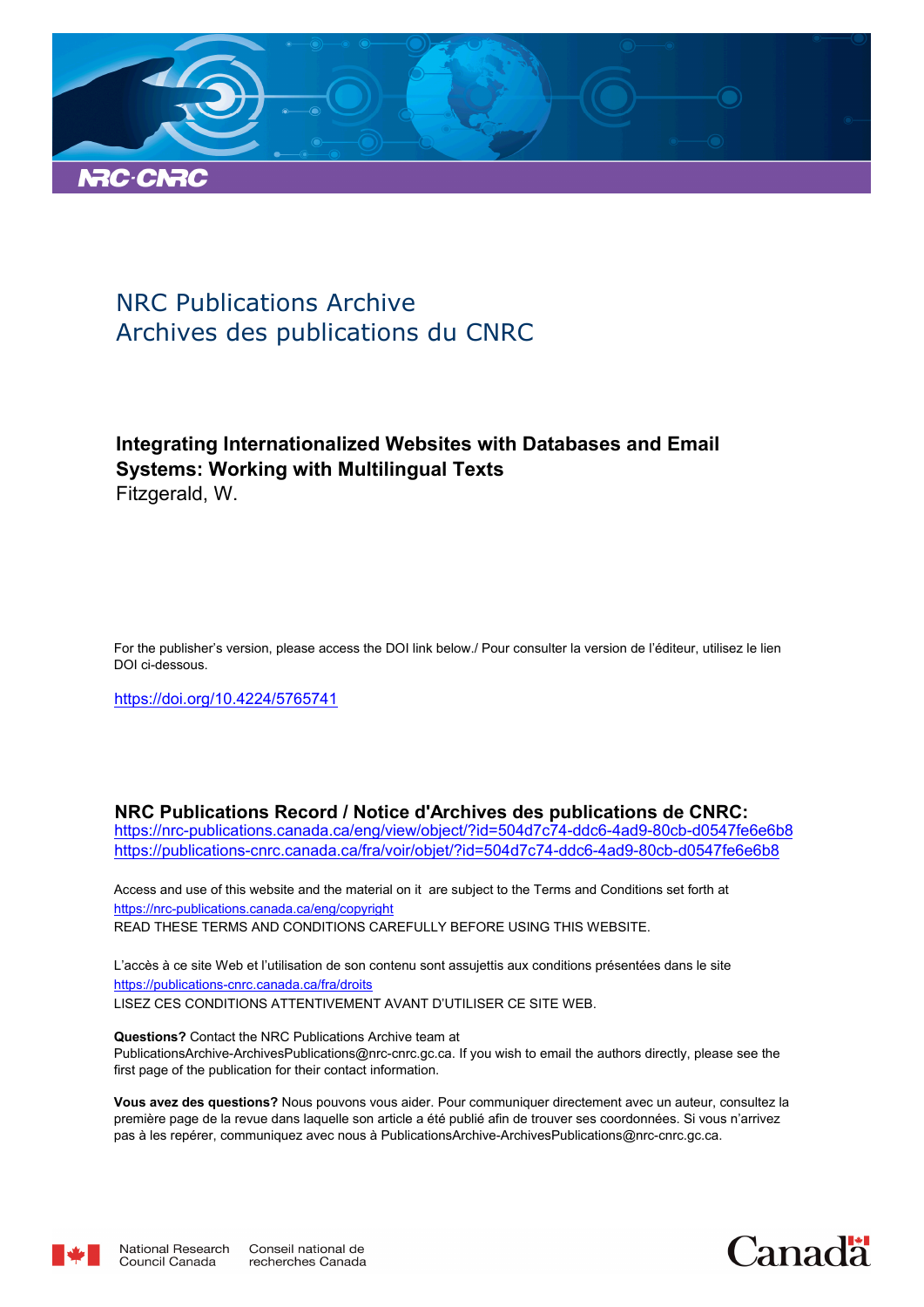NRC Publications Archive
Archives des publications du CNRC

**Integrating Internationalized Websites with Databases and Email Systems: Working with Multilingual Texts**
Fitzgerald, W.

For the publisher's version, please access the DOI link below./ Pour consulter la version de l'éditeur, utilisez le lien DOI ci-dessous.

https://doi.org/10.4224/5765741

**NRC Publications Record / Notice d'Archives des publications de CNRC:**
https://nrc-publications.canada.ca/eng/view/object/?id=504d7c74-ddc6-4ad9-80cb-d0547fe6e6b8
https://publications-cnrc.canada.ca/fra/voir/objet/?id=504d7c74-ddc6-4ad9-80cb-d0547fe6e6b8

Access and use of this website and the material on it are subject to the Terms and Conditions set forth at
https://nrc-publications.canada.ca/eng/copyright
READ THESE TERMS AND CONDITIONS CAREFULLY BEFORE USING THIS WEBSITE.

L'accès à ce site Web et l'utilisation de son contenu sont assujettis aux conditions présentées dans le site
https://publications-cnrc.canada.ca/fra/droits
LISEZ CES CONDITIONS ATTENTIVEMENT AVANT D'UTILISER CE SITE WEB.

**Questions?** Contact the NRC Publications Archive team at PublicationsArchive-ArchivesPublications@nrc-cnrc.gc.ca. If you wish to email the authors directly, please see the first page of the publication for their contact information.

**Vous avez des questions?** Nous pouvons vous aider. Pour communiquer directement avec un auteur, consultez la première page de la revue dans laquelle son article a été publié afin de trouver ses coordonnées. Si vous n'arrivez pas à les repérer, communiquez avec nous à PublicationsArchive-ArchivesPublications@nrc-cnrc.gc.ca.

National Research Council Canada | Conseil national de recherches Canada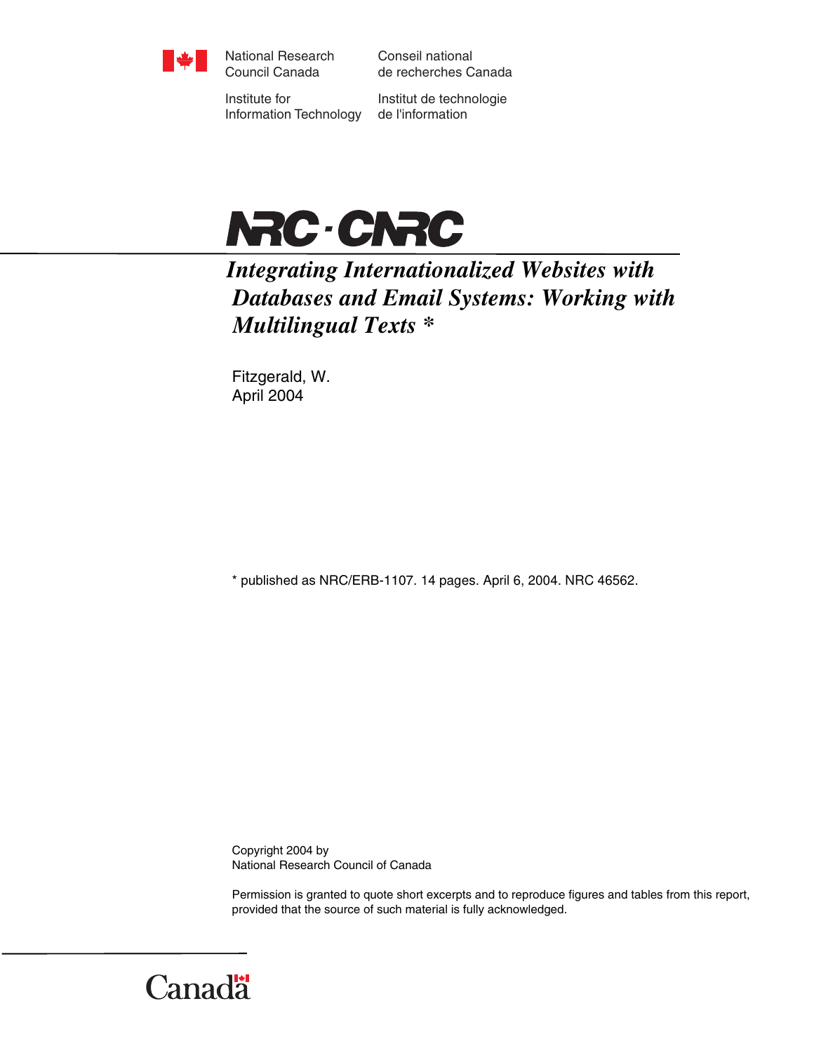National Research Council Canada

Conseil national de recherches Canada

Institute for Information Technology

Institut de technologie de l'information

NRC · CNRC

# *Integrating Internationalized Websites with Databases and Email Systems: Working with Multilingual Texts* *

Fitzgerald, W.
April 2004

* published as NRC/ERB-1107. 14 pages. April 6, 2004. NRC 46562.

Copyright 2004 by
National Research Council of Canada

Permission is granted to quote short excerpts and to reproduce figures and tables from this report, provided that the source of such material is fully acknowledged.

Canada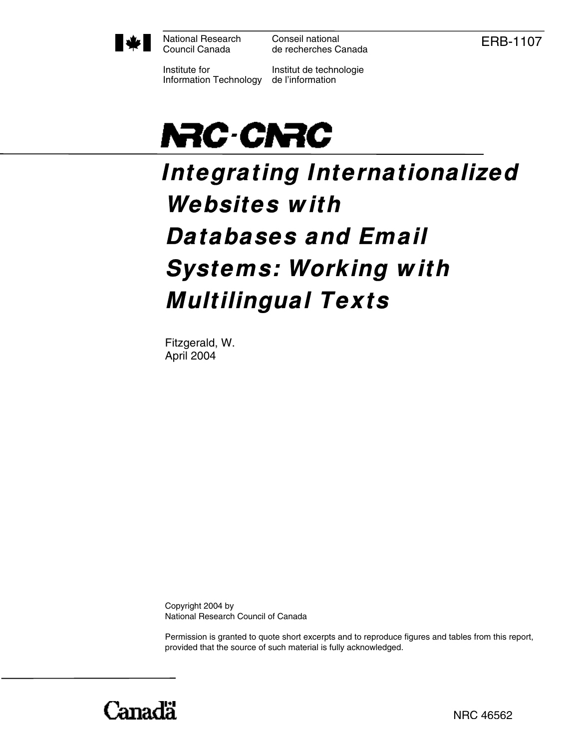National Research Council Canada — Conseil national de recherches Canada

Institute for Information Technology — Institut de technologie de l'information

ERB-1107

NRC-CNRC

# Integrating Internationalized Websites with Databases and Email Systems: Working with Multilingual Texts

Fitzgerald, W.
April 2004

Copyright 2004 by
National Research Council of Canada

Permission is granted to quote short excerpts and to reproduce figures and tables from this report, provided that the source of such material is fully acknowledged.

Canadä

NRC 46562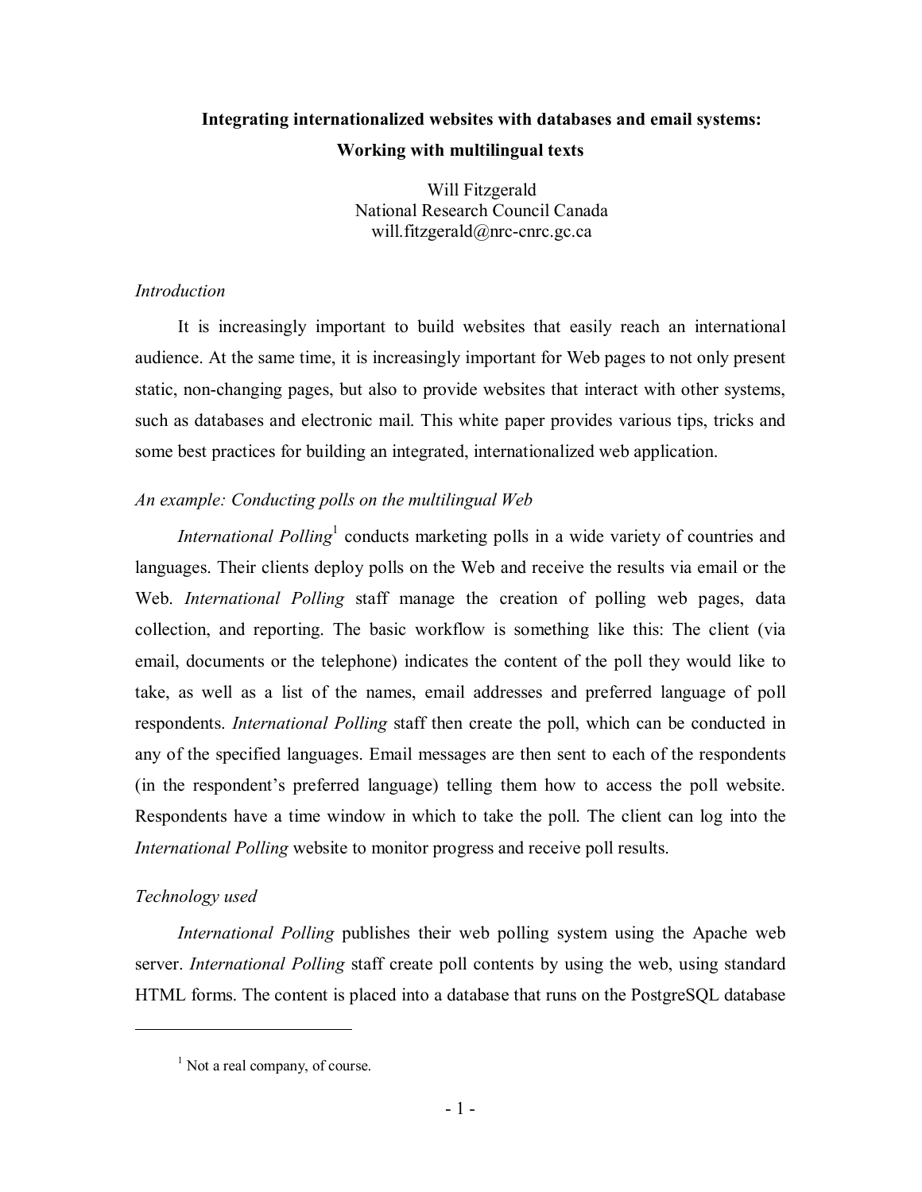# Integrating internationalized websites with databases and email systems: Working with multilingual texts

Will Fitzgerald
National Research Council Canada
will.fitzgerald@nrc-cnrc.gc.ca

## *Introduction*

It is increasingly important to build websites that easily reach an international audience. At the same time, it is increasingly important for Web pages to not only present static, non-changing pages, but also to provide websites that interact with other systems, such as databases and electronic mail. This white paper provides various tips, tricks and some best practices for building an integrated, internationalized web application.

## *An example: Conducting polls on the multilingual Web*

*International Polling*[1] conducts marketing polls in a wide variety of countries and languages. Their clients deploy polls on the Web and receive the results via email or the Web. *International Polling* staff manage the creation of polling web pages, data collection, and reporting. The basic workflow is something like this: The client (via email, documents or the telephone) indicates the content of the poll they would like to take, as well as a list of the names, email addresses and preferred language of poll respondents. *International Polling* staff then create the poll, which can be conducted in any of the specified languages. Email messages are then sent to each of the respondents (in the respondent's preferred language) telling them how to access the poll website. Respondents have a time window in which to take the poll. The client can log into the *International Polling* website to monitor progress and receive poll results.

## *Technology used*

*International Polling* publishes their web polling system using the Apache web server. *International Polling* staff create poll contents by using the web, using standard HTML forms. The content is placed into a database that runs on the PostgreSQL database

---

[1] Not a real company, of course.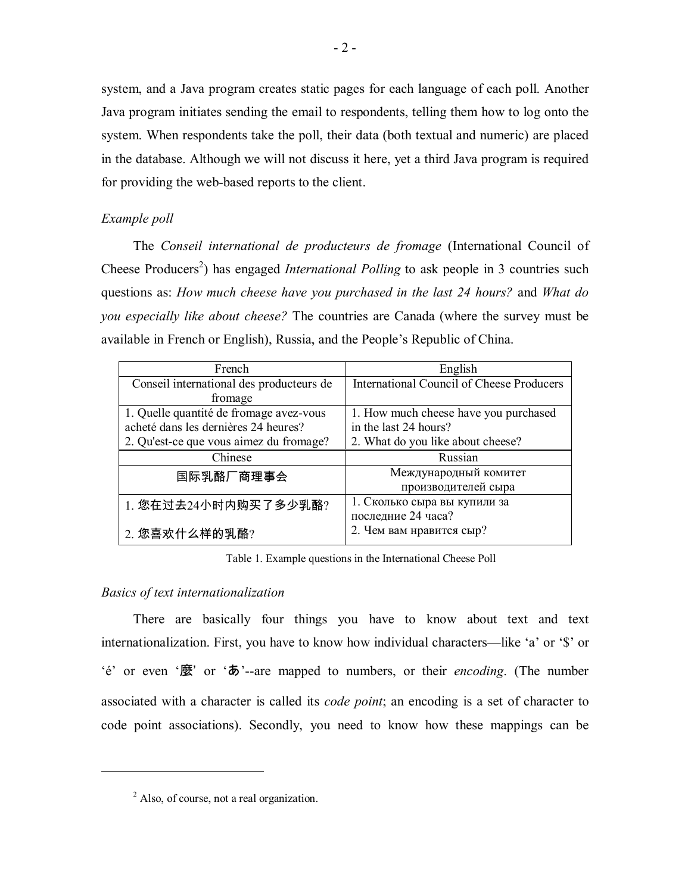system, and a Java program creates static pages for each language of each poll. Another Java program initiates sending the email to respondents, telling them how to log onto the system. When respondents take the poll, their data (both textual and numeric) are placed in the database. Although we will not discuss it here, yet a third Java program is required for providing the web-based reports to the client.

*Example poll*

The *Conseil international de producteurs de fromage* (International Council of Cheese Producers[2]) has engaged *International Polling* to ask people in 3 countries such questions as: *How much cheese have you purchased in the last 24 hours?* and *What do you especially like about cheese?* The countries are Canada (where the survey must be available in French or English), Russia, and the People's Republic of China.

| French | English |
|---|---|
| Conseil international des producteurs de fromage | International Council of Cheese Producers |
| 1. Quelle quantité de fromage avez-vous acheté dans les dernières 24 heures?<br>2. Qu'est-ce que vous aimez du fromage? | 1. How much cheese have you purchased in the last 24 hours?<br>2. What do you like about cheese? |
| **Chinese** | **Russian** |
| 国际乳酪厂商理事会 | Международный комитет производителей сыра |
| 1. 您在过去24小时内购买了多少乳酪?<br>2. 您喜欢什么样的乳酪? | 1. Сколько сыра вы купили за последние 24 часа?<br>2. Чем вам нравится сыр? |

Table 1. Example questions in the International Cheese Poll

*Basics of text internationalization*

There are basically four things you have to know about text and text internationalization. First, you have to know how individual characters—like 'a' or '$' or 'é' or even '麼' or 'あ'--are mapped to numbers, or their *encoding*. (The number associated with a character is called its *code point*; an encoding is a set of character to code point associations). Secondly, you need to know how these mappings can be

[2] Also, of course, not a real organization.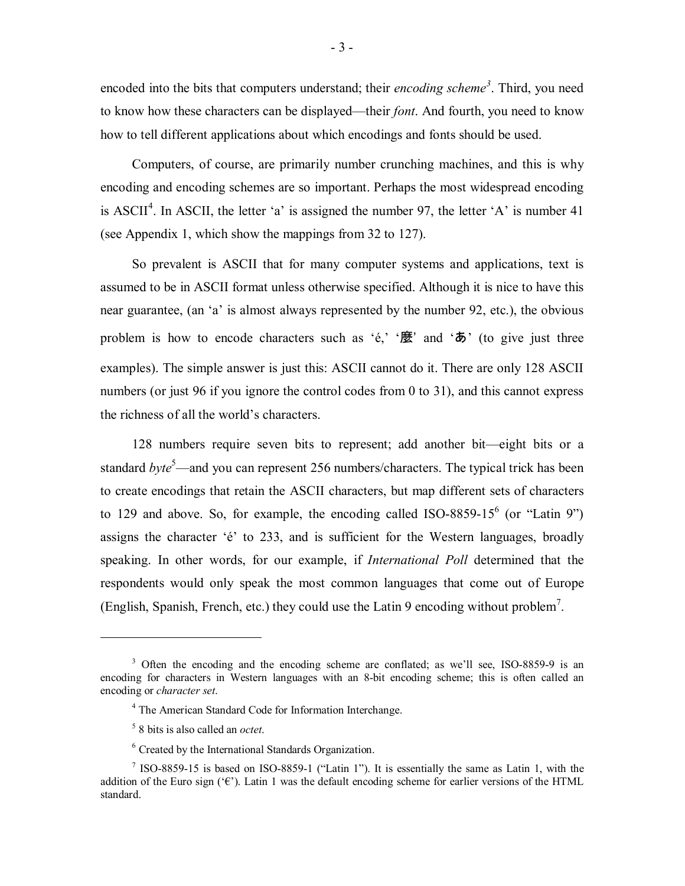encoded into the bits that computers understand; their *encoding scheme*[3]. Third, you need to know how these characters can be displayed—their *font*. And fourth, you need to know how to tell different applications about which encodings and fonts should be used.

Computers, of course, are primarily number crunching machines, and this is why encoding and encoding schemes are so important. Perhaps the most widespread encoding is ASCII[4]. In ASCII, the letter 'a' is assigned the number 97, the letter 'A' is number 41 (see Appendix 1, which show the mappings from 32 to 127).

So prevalent is ASCII that for many computer systems and applications, text is assumed to be in ASCII format unless otherwise specified. Although it is nice to have this near guarantee, (an 'a' is almost always represented by the number 92, etc.), the obvious problem is how to encode characters such as 'é,' '麼' and 'あ' (to give just three examples). The simple answer is just this: ASCII cannot do it. There are only 128 ASCII numbers (or just 96 if you ignore the control codes from 0 to 31), and this cannot express the richness of all the world's characters.

128 numbers require seven bits to represent; add another bit—eight bits or a standard *byte*[5]—and you can represent 256 numbers/characters. The typical trick has been to create encodings that retain the ASCII characters, but map different sets of characters to 129 and above. So, for example, the encoding called ISO-8859-15[6] (or "Latin 9") assigns the character 'é' to 233, and is sufficient for the Western languages, broadly speaking. In other words, for our example, if *International Poll* determined that the respondents would only speak the most common languages that come out of Europe (English, Spanish, French, etc.) they could use the Latin 9 encoding without problem[7].

---

[3] Often the encoding and the encoding scheme are conflated; as we'll see, ISO-8859-9 is an encoding for characters in Western languages with an 8-bit encoding scheme; this is often called an encoding or *character set*.

[4] The American Standard Code for Information Interchange.

[5] 8 bits is also called an *octet*.

[6] Created by the International Standards Organization.

[7] ISO-8859-15 is based on ISO-8859-1 ("Latin 1"). It is essentially the same as Latin 1, with the addition of the Euro sign ('€'). Latin 1 was the default encoding scheme for earlier versions of the HTML standard.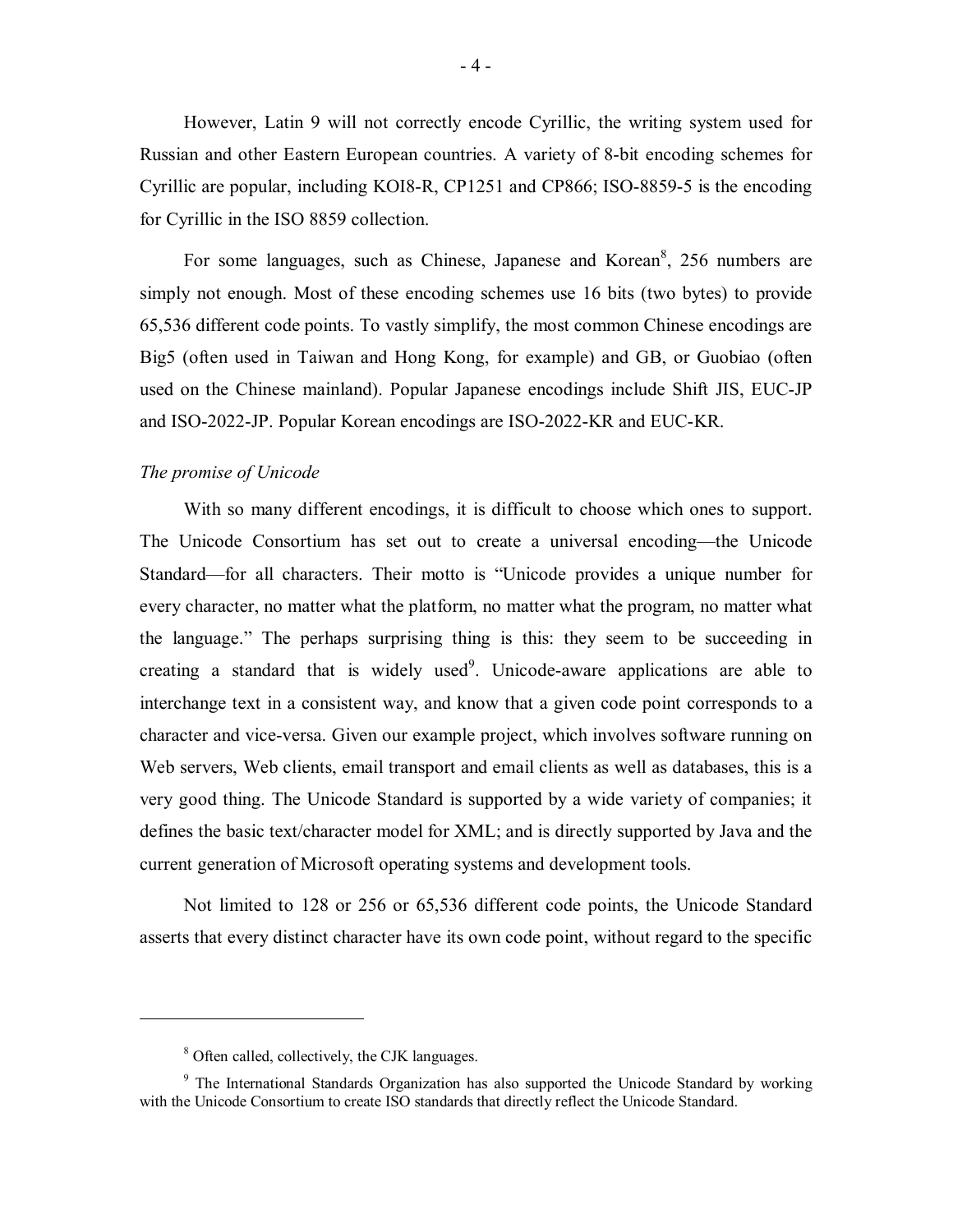However, Latin 9 will not correctly encode Cyrillic, the writing system used for Russian and other Eastern European countries. A variety of 8-bit encoding schemes for Cyrillic are popular, including KOI8-R, CP1251 and CP866; ISO-8859-5 is the encoding for Cyrillic in the ISO 8859 collection.

For some languages, such as Chinese, Japanese and Korean[8], 256 numbers are simply not enough. Most of these encoding schemes use 16 bits (two bytes) to provide 65,536 different code points. To vastly simplify, the most common Chinese encodings are Big5 (often used in Taiwan and Hong Kong, for example) and GB, or Guobiao (often used on the Chinese mainland). Popular Japanese encodings include Shift JIS, EUC-JP and ISO-2022-JP. Popular Korean encodings are ISO-2022-KR and EUC-KR.

*The promise of Unicode*

With so many different encodings, it is difficult to choose which ones to support. The Unicode Consortium has set out to create a universal encoding—the Unicode Standard—for all characters. Their motto is "Unicode provides a unique number for every character, no matter what the platform, no matter what the program, no matter what the language." The perhaps surprising thing is this: they seem to be succeeding in creating a standard that is widely used[9]. Unicode-aware applications are able to interchange text in a consistent way, and know that a given code point corresponds to a character and vice-versa. Given our example project, which involves software running on Web servers, Web clients, email transport and email clients as well as databases, this is a very good thing. The Unicode Standard is supported by a wide variety of companies; it defines the basic text/character model for XML; and is directly supported by Java and the current generation of Microsoft operating systems and development tools.

Not limited to 128 or 256 or 65,536 different code points, the Unicode Standard asserts that every distinct character have its own code point, without regard to the specific

---

[8] Often called, collectively, the CJK languages.

[9] The International Standards Organization has also supported the Unicode Standard by working with the Unicode Consortium to create ISO standards that directly reflect the Unicode Standard.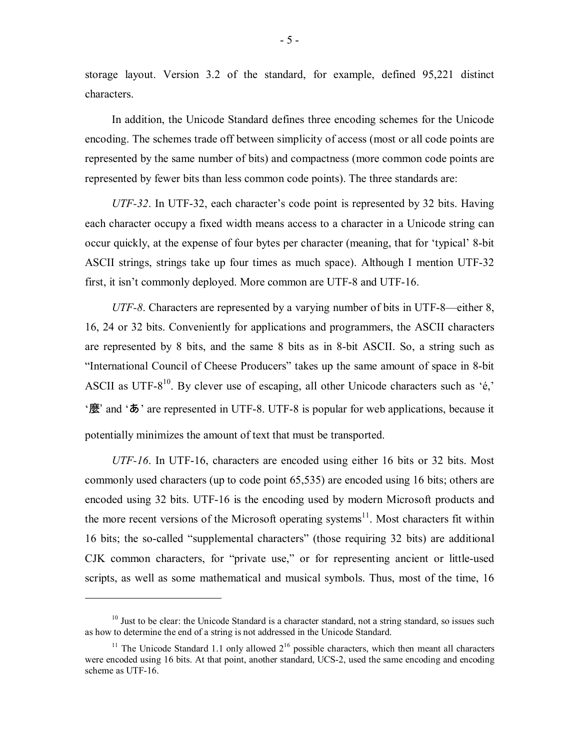storage layout. Version 3.2 of the standard, for example, defined 95,221 distinct characters.

In addition, the Unicode Standard defines three encoding schemes for the Unicode encoding. The schemes trade off between simplicity of access (most or all code points are represented by the same number of bits) and compactness (more common code points are represented by fewer bits than less common code points). The three standards are:

*UTF-32*. In UTF-32, each character's code point is represented by 32 bits. Having each character occupy a fixed width means access to a character in a Unicode string can occur quickly, at the expense of four bytes per character (meaning, that for 'typical' 8-bit ASCII strings, strings take up four times as much space). Although I mention UTF-32 first, it isn't commonly deployed. More common are UTF-8 and UTF-16.

*UTF-8*. Characters are represented by a varying number of bits in UTF-8—either 8, 16, 24 or 32 bits. Conveniently for applications and programmers, the ASCII characters are represented by 8 bits, and the same 8 bits as in 8-bit ASCII. So, a string such as "International Council of Cheese Producers" takes up the same amount of space in 8-bit ASCII as UTF-8[10]. By clever use of escaping, all other Unicode characters such as 'é,' '麼' and 'あ' are represented in UTF-8. UTF-8 is popular for web applications, because it potentially minimizes the amount of text that must be transported.

*UTF-16*. In UTF-16, characters are encoded using either 16 bits or 32 bits. Most commonly used characters (up to code point 65,535) are encoded using 16 bits; others are encoded using 32 bits. UTF-16 is the encoding used by modern Microsoft products and the more recent versions of the Microsoft operating systems[11]. Most characters fit within 16 bits; the so-called "supplemental characters" (those requiring 32 bits) are additional CJK common characters, for "private use," or for representing ancient or little-used scripts, as well as some mathematical and musical symbols. Thus, most of the time, 16

---

[10] Just to be clear: the Unicode Standard is a character standard, not a string standard, so issues such as how to determine the end of a string is not addressed in the Unicode Standard.

[11] The Unicode Standard 1.1 only allowed $2^{16}$ possible characters, which then meant all characters were encoded using 16 bits. At that point, another standard, UCS-2, used the same encoding and encoding scheme as UTF-16.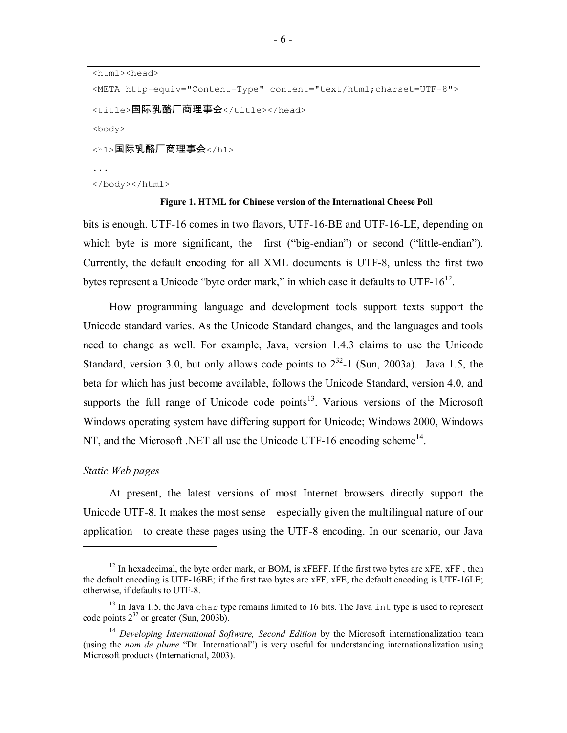```
<html><head>
<META http-equiv="Content-Type" content="text/html;charset=UTF-8">
<title>国际乳酪厂商理事会</title></head>
<body>
<h1>国际乳酪厂商理事会</h1>
...
</body></html>
```

**Figure 1. HTML for Chinese version of the International Cheese Poll**

bits is enough. UTF-16 comes in two flavors, UTF-16-BE and UTF-16-LE, depending on which byte is more significant, the first ("big-endian") or second ("little-endian"). Currently, the default encoding for all XML documents is UTF-8, unless the first two bytes represent a Unicode "byte order mark," in which case it defaults to UTF-16[12].

How programming language and development tools support texts support the Unicode standard varies. As the Unicode Standard changes, and the languages and tools need to change as well. For example, Java, version 1.4.3 claims to use the Unicode Standard, version 3.0, but only allows code points to $2^{32}$-1 (Sun, 2003a). Java 1.5, the beta for which has just become available, follows the Unicode Standard, version 4.0, and supports the full range of Unicode code points[13]. Various versions of the Microsoft Windows operating system have differing support for Unicode; Windows 2000, Windows NT, and the Microsoft .NET all use the Unicode UTF-16 encoding scheme[14].

*Static Web pages*

At present, the latest versions of most Internet browsers directly support the Unicode UTF-8. It makes the most sense—especially given the multilingual nature of our application—to create these pages using the UTF-8 encoding. In our scenario, our Java

---

[12] In hexadecimal, the byte order mark, or BOM, is xFEFF. If the first two bytes are xFE, xFF , then the default encoding is UTF-16BE; if the first two bytes are xFF, xFE, the default encoding is UTF-16LE; otherwise, if defaults to UTF-8.

[13] In Java 1.5, the Java `char` type remains limited to 16 bits. The Java `int` type is used to represent code points $2^{32}$ or greater (Sun, 2003b).

[14] *Developing International Software, Second Edition* by the Microsoft internationalization team (using the *nom de plume* "Dr. International") is very useful for understanding internationalization using Microsoft products (International, 2003).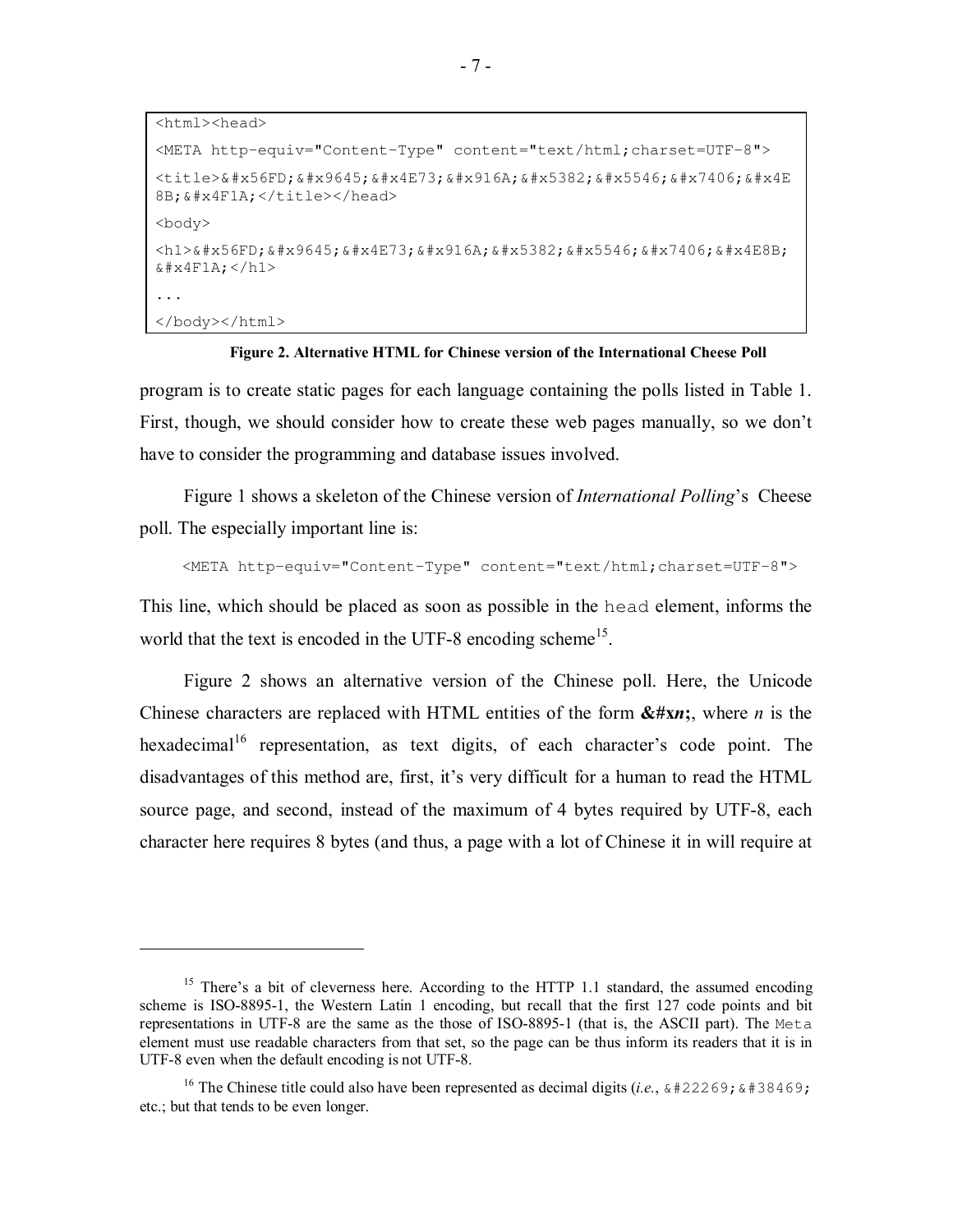```
<html><head>
<META http-equiv="Content-Type" content="text/html;charset=UTF-8">
<title>&#x56FD;&#x9645;&#x4E73;&#x916A;&#x5382;&#x5546;&#x7406;&#x4E
8B;&#x4F1A;</title></head>
<body>
<h1>&#x56FD;&#x9645;&#x4E73;&#x916A;&#x5382;&#x5546;&#x7406;&#x4E8B;
&#x4F1A;</h1>
...
</body></html>
```

**Figure 2. Alternative HTML for Chinese version of the International Cheese Poll**

program is to create static pages for each language containing the polls listed in Table 1. First, though, we should consider how to create these web pages manually, so we don't have to consider the programming and database issues involved.

Figure 1 shows a skeleton of the Chinese version of *International Polling*'s Cheese poll. The especially important line is:

```
<META http-equiv="Content-Type" content="text/html;charset=UTF-8">
```

This line, which should be placed as soon as possible in the `head` element, informs the world that the text is encoded in the UTF-8 encoding scheme[15].

Figure 2 shows an alternative version of the Chinese poll. Here, the Unicode Chinese characters are replaced with HTML entities of the form **&#x*n*;**, where *n* is the hexadecimal[16] representation, as text digits, of each character's code point. The disadvantages of this method are, first, it's very difficult for a human to read the HTML source page, and second, instead of the maximum of 4 bytes required by UTF-8, each character here requires 8 bytes (and thus, a page with a lot of Chinese it in will require at

---

[15] There's a bit of cleverness here. According to the HTTP 1.1 standard, the assumed encoding scheme is ISO-8895-1, the Western Latin 1 encoding, but recall that the first 127 code points and bit representations in UTF-8 are the same as the those of ISO-8895-1 (that is, the ASCII part). The `Meta` element must use readable characters from that set, so the page can be thus inform its readers that it is in UTF-8 even when the default encoding is not UTF-8.

[16] The Chinese title could also have been represented as decimal digits (*i.e.*, `&#22269;&#38469;` etc.; but that tends to be even longer.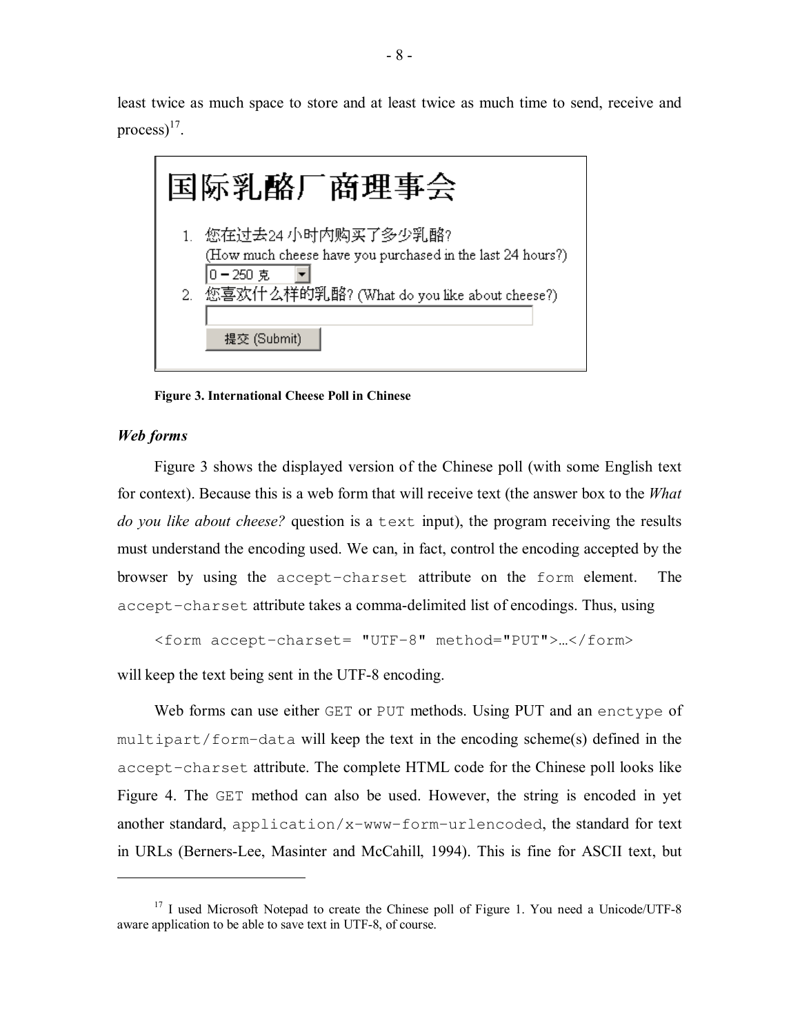least twice as much space to store and at least twice as much time to send, receive and process)[17].

Figure 3. International Cheese Poll in Chinese

### *Web forms*

Figure 3 shows the displayed version of the Chinese poll (with some English text for context). Because this is a web form that will receive text (the answer box to the *What do you like about cheese?* question is a `text` input), the program receiving the results must understand the encoding used. We can, in fact, control the encoding accepted by the browser by using the `accept-charset` attribute on the `form` element. The `accept-charset` attribute takes a comma-delimited list of encodings. Thus, using

```
<form accept-charset= "UTF-8" method="PUT">…</form>
```

will keep the text being sent in the UTF-8 encoding.

Web forms can use either `GET` or `PUT` methods. Using PUT and an `enctype` of `multipart/form-data` will keep the text in the encoding scheme(s) defined in the `accept-charset` attribute. The complete HTML code for the Chinese poll looks like Figure 4. The `GET` method can also be used. However, the string is encoded in yet another standard, `application/x-www-form-urlencoded`, the standard for text in URLs (Berners-Lee, Masinter and McCahill, 1994). This is fine for ASCII text, but

---

[17] I used Microsoft Notepad to create the Chinese poll of Figure 1. You need a Unicode/UTF-8 aware application to be able to save text in UTF-8, of course.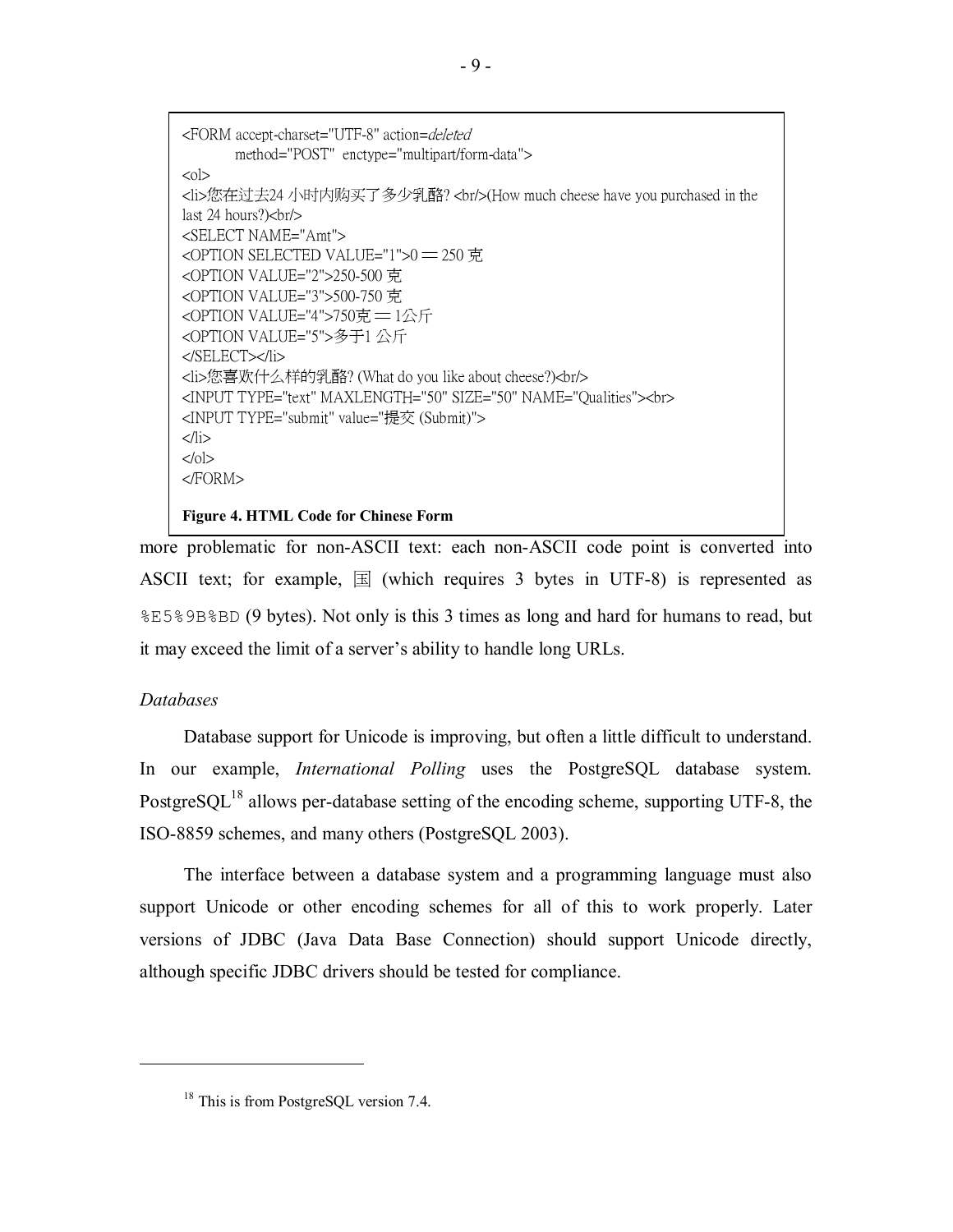```
<FORM accept-charset="UTF-8" action=deleted
        method="POST"  enctype="multipart/form-data">
<ol>
<li>您在过去24 小时内购买了多少乳酪? <br/>(How much cheese have you purchased in the
last 24 hours?)<br/>
<SELECT NAME="Amt">
<OPTION SELECTED VALUE="1">0 — 250 克
<OPTION VALUE="2">250-500 克
<OPTION VALUE="3">500-750 克
<OPTION VALUE="4">750克 — 1公斤
<OPTION VALUE="5">多于1 公斤
</SELECT></li>
<li>您喜欢什么样的乳酪? (What do you like about cheese?)<br/>
<INPUT TYPE="text" MAXLENGTH="50" SIZE="50" NAME="Qualities"><br>
<INPUT TYPE="submit" value="提交 (Submit)">
</li>
</ol>
</FORM>
```

**Figure 4. HTML Code for Chinese Form**

more problematic for non-ASCII text: each non-ASCII code point is converted into ASCII text; for example, 国 (which requires 3 bytes in UTF-8) is represented as `%E5%9B%BD` (9 bytes). Not only is this 3 times as long and hard for humans to read, but it may exceed the limit of a server's ability to handle long URLs.

*Databases*

Database support for Unicode is improving, but often a little difficult to understand. In our example, *International Polling* uses the PostgreSQL database system. PostgreSQL[18] allows per-database setting of the encoding scheme, supporting UTF-8, the ISO-8859 schemes, and many others (PostgreSQL 2003).

The interface between a database system and a programming language must also support Unicode or other encoding schemes for all of this to work properly. Later versions of JDBC (Java Data Base Connection) should support Unicode directly, although specific JDBC drivers should be tested for compliance.

---

[18] This is from PostgreSQL version 7.4.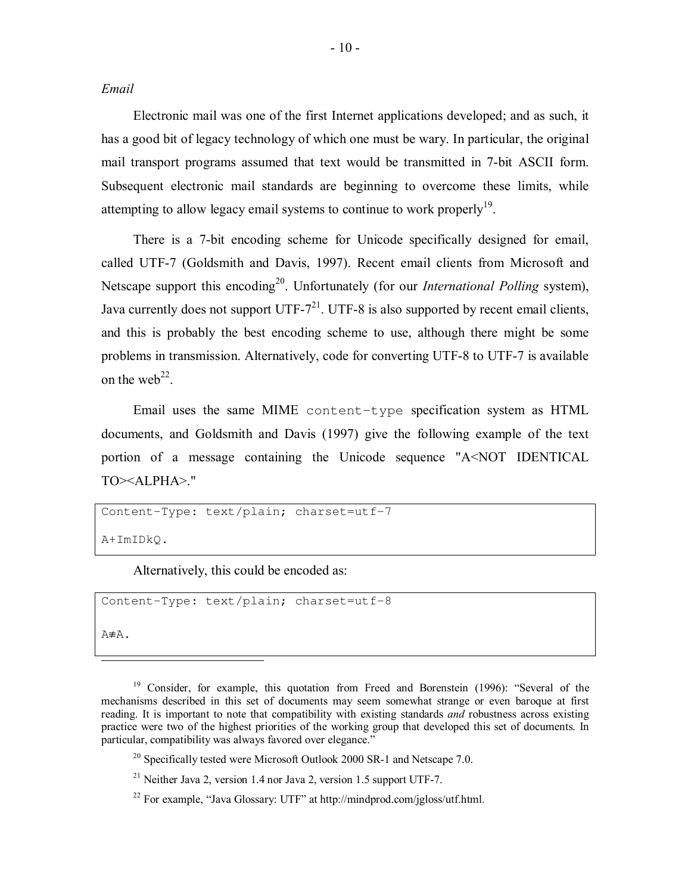*Email*

Electronic mail was one of the first Internet applications developed; and as such, it has a good bit of legacy technology of which one must be wary. In particular, the original mail transport programs assumed that text would be transmitted in 7-bit ASCII form. Subsequent electronic mail standards are beginning to overcome these limits, while attempting to allow legacy email systems to continue to work properly[19].

There is a 7-bit encoding scheme for Unicode specifically designed for email, called UTF-7 (Goldsmith and Davis, 1997). Recent email clients from Microsoft and Netscape support this encoding[20]. Unfortunately (for our *International Polling* system), Java currently does not support UTF-7[21]. UTF-8 is also supported by recent email clients, and this is probably the best encoding scheme to use, although there might be some problems in transmission. Alternatively, code for converting UTF-8 to UTF-7 is available on the web[22].

Email uses the same MIME `content-type` specification system as HTML documents, and Goldsmith and Davis (1997) give the following example of the text portion of a message containing the Unicode sequence "A<NOT IDENTICAL TO><ALPHA>."

```
Content-Type: text/plain; charset=utf-7

A+ImIDkQ.
```

Alternatively, this could be encoded as:

```
Content-Type: text/plain; charset=utf-8

A≢Α.
```

---

[19] Consider, for example, this quotation from Freed and Borenstein (1996): "Several of the mechanisms described in this set of documents may seem somewhat strange or even baroque at first reading. It is important to note that compatibility with existing standards *and* robustness across existing practice were two of the highest priorities of the working group that developed this set of documents. In particular, compatibility was always favored over elegance."

[20] Specifically tested were Microsoft Outlook 2000 SR-1 and Netscape 7.0.

[21] Neither Java 2, version 1.4 nor Java 2, version 1.5 support UTF-7.

[22] For example, "Java Glossary: UTF" at http://mindprod.com/jgloss/utf.html.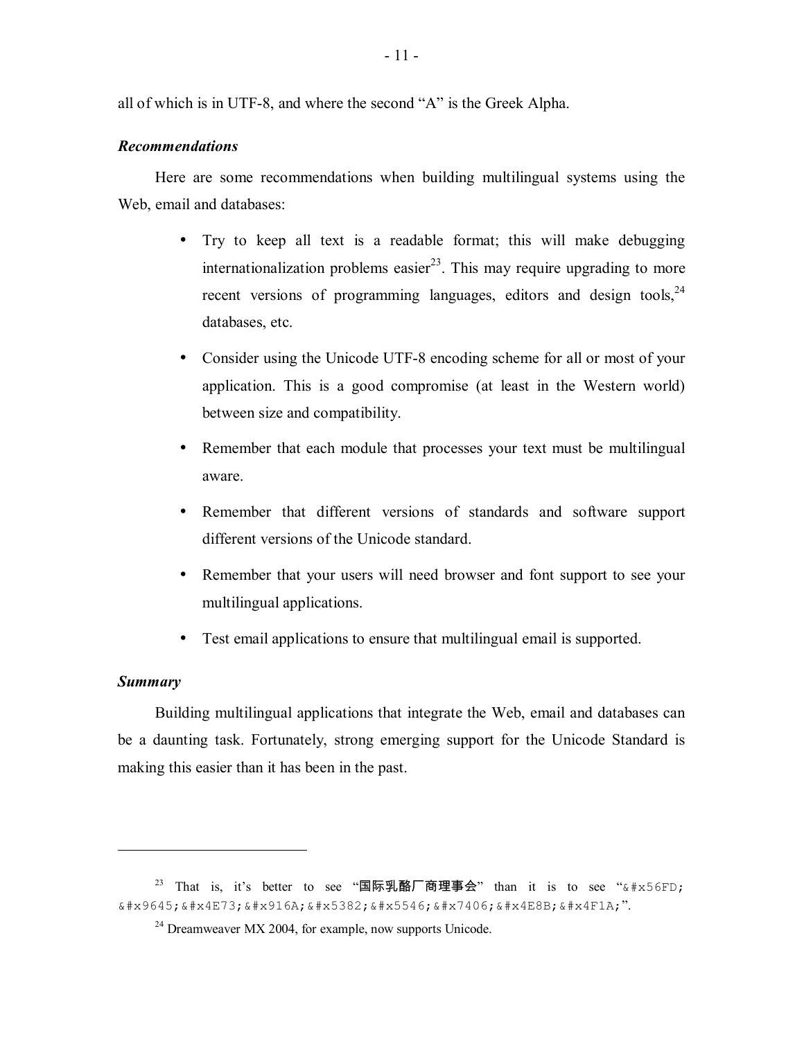all of which is in UTF-8, and where the second "A" is the Greek Alpha.

***Recommendations***

Here are some recommendations when building multilingual systems using the Web, email and databases:

- Try to keep all text is a readable format; this will make debugging internationalization problems easier[23]. This may require upgrading to more recent versions of programming languages, editors and design tools,[24] databases, etc.
- Consider using the Unicode UTF-8 encoding scheme for all or most of your application. This is a good compromise (at least in the Western world) between size and compatibility.
- Remember that each module that processes your text must be multilingual aware.
- Remember that different versions of standards and software support different versions of the Unicode standard.
- Remember that your users will need browser and font support to see your multilingual applications.
- Test email applications to ensure that multilingual email is supported.

***Summary***

Building multilingual applications that integrate the Web, email and databases can be a daunting task. Fortunately, strong emerging support for the Unicode Standard is making this easier than it has been in the past.

---

[23] That is, it's better to see "国际乳酪厂商理事会" than it is to see "`&#x56FD;&#x9645;&#x4E73;&#x916A;&#x5382;&#x5546;&#x7406;&#x4E8B;&#x4F1A;`".

[24] Dreamweaver MX 2004, for example, now supports Unicode.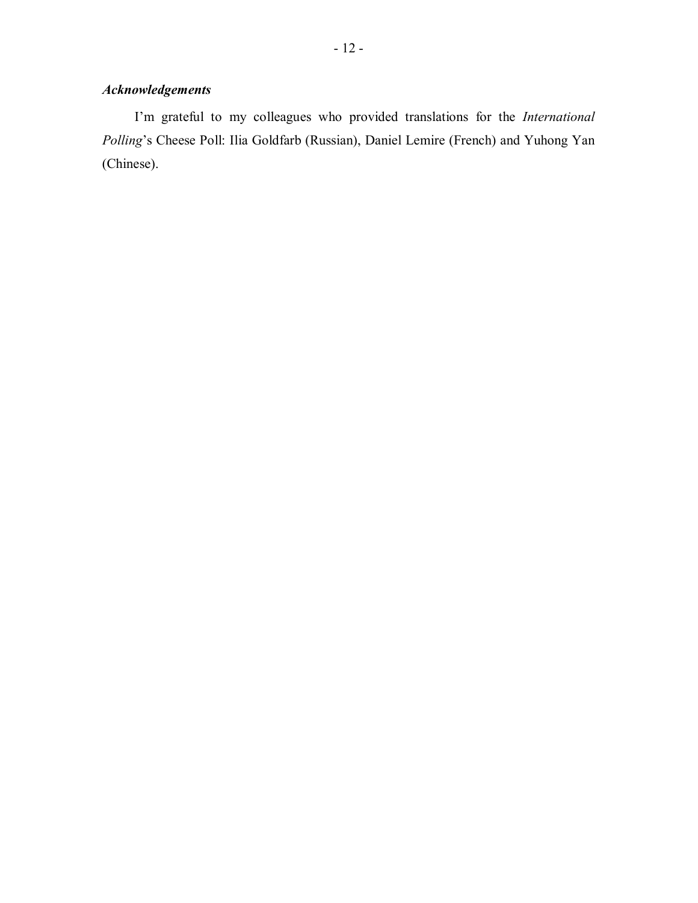### *Acknowledgements*

I'm grateful to my colleagues who provided translations for the *International Polling*'s Cheese Poll: Ilia Goldfarb (Russian), Daniel Lemire (French) and Yuhong Yan (Chinese).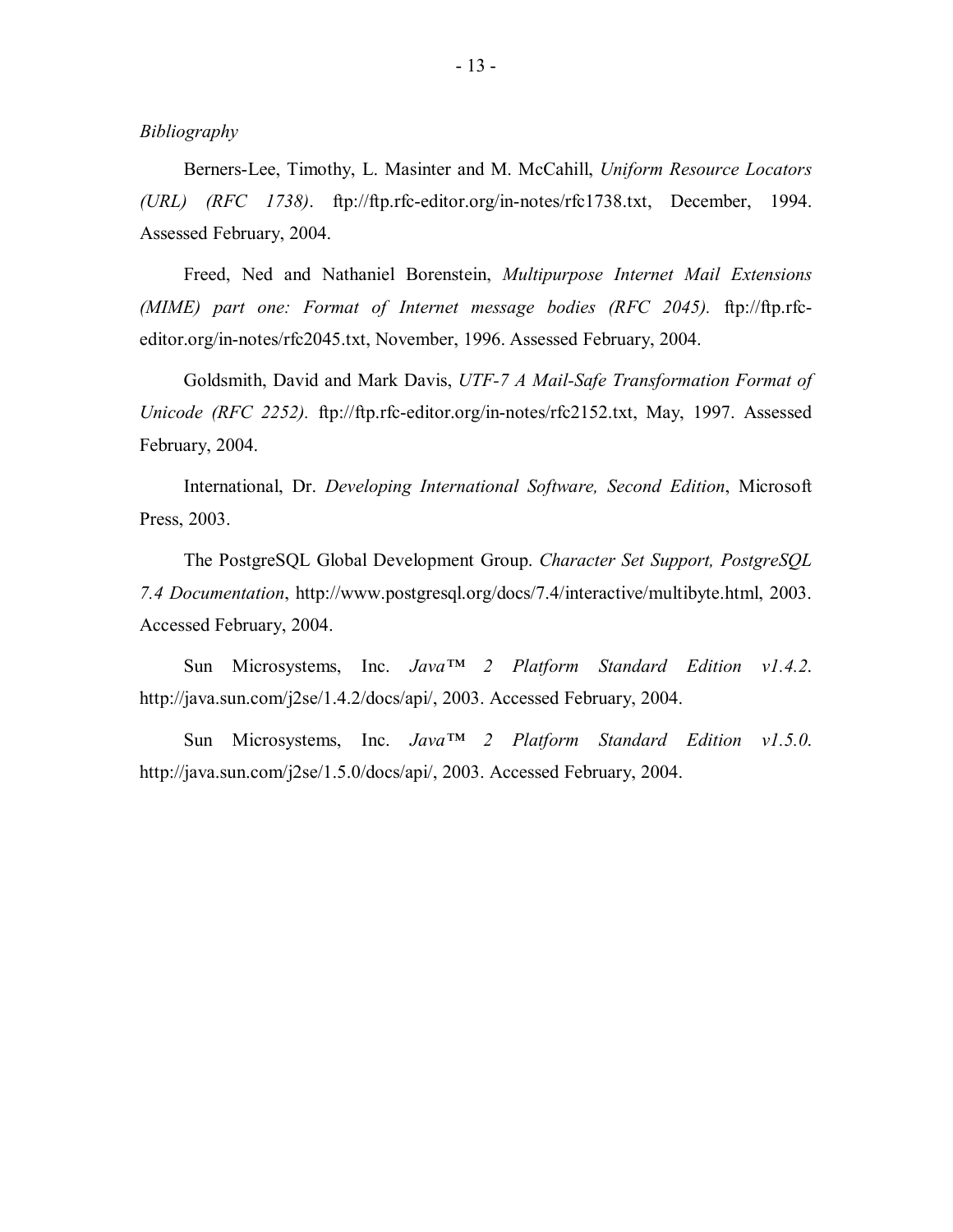*Bibliography*

Berners-Lee, Timothy, L. Masinter and M. McCahill, *Uniform Resource Locators (URL) (RFC 1738)*. ftp://ftp.rfc-editor.org/in-notes/rfc1738.txt, December, 1994. Assessed February, 2004.

Freed, Ned and Nathaniel Borenstein, *Multipurpose Internet Mail Extensions (MIME) part one: Format of Internet message bodies (RFC 2045).* ftp://ftp.rfc-editor.org/in-notes/rfc2045.txt, November, 1996. Assessed February, 2004.

Goldsmith, David and Mark Davis, *UTF-7 A Mail-Safe Transformation Format of Unicode (RFC 2252).* ftp://ftp.rfc-editor.org/in-notes/rfc2152.txt, May, 1997. Assessed February, 2004.

International, Dr. *Developing International Software, Second Edition*, Microsoft Press, 2003.

The PostgreSQL Global Development Group. *Character Set Support, PostgreSQL 7.4 Documentation*, http://www.postgresql.org/docs/7.4/interactive/multibyte.html, 2003. Accessed February, 2004.

Sun Microsystems, Inc. *Java™ 2 Platform Standard Edition v1.4.2*. http://java.sun.com/j2se/1.4.2/docs/api/, 2003. Accessed February, 2004.

Sun Microsystems, Inc. *Java™ 2 Platform Standard Edition v1.5.0*. http://java.sun.com/j2se/1.5.0/docs/api/, 2003. Accessed February, 2004.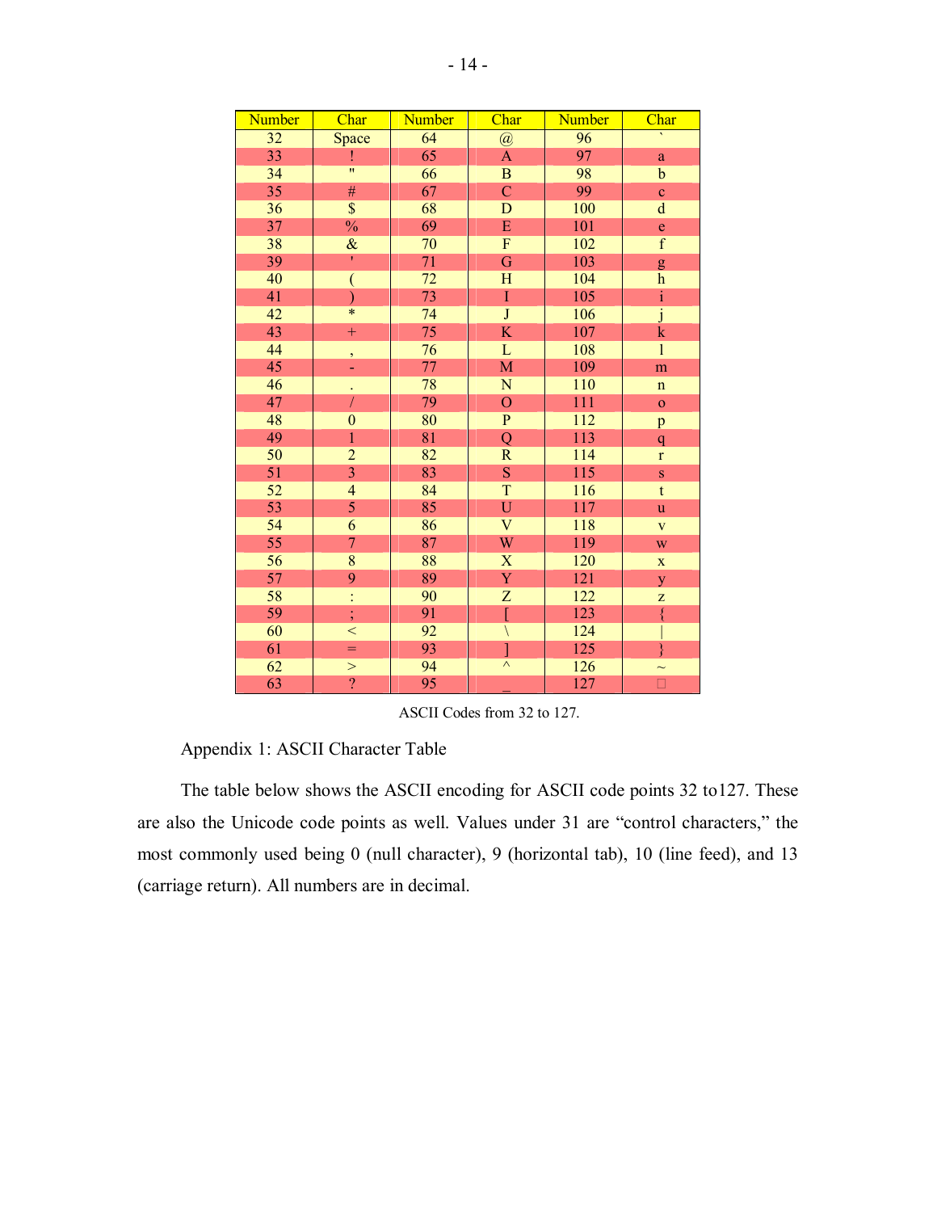| Number | Char | Number | Char | Number | Char |
|---|---|---|---|---|---|
| 32 | Space | 64 | @ | 96 | ` |
| 33 | ! | 65 | A | 97 | a |
| 34 | " | 66 | B | 98 | b |
| 35 | # | 67 | C | 99 | c |
| 36 | $ | 68 | D | 100 | d |
| 37 | % | 69 | E | 101 | e |
| 38 | & | 70 | F | 102 | f |
| 39 | ' | 71 | G | 103 | g |
| 40 | ( | 72 | H | 104 | h |
| 41 | ) | 73 | I | 105 | i |
| 42 | * | 74 | J | 106 | j |
| 43 | + | 75 | K | 107 | k |
| 44 | , | 76 | L | 108 | l |
| 45 | - | 77 | M | 109 | m |
| 46 | . | 78 | N | 110 | n |
| 47 | / | 79 | O | 111 | o |
| 48 | 0 | 80 | P | 112 | p |
| 49 | 1 | 81 | Q | 113 | q |
| 50 | 2 | 82 | R | 114 | r |
| 51 | 3 | 83 | S | 115 | s |
| 52 | 4 | 84 | T | 116 | t |
| 53 | 5 | 85 | U | 117 | u |
| 54 | 6 | 86 | V | 118 | v |
| 55 | 7 | 87 | W | 119 | w |
| 56 | 8 | 88 | X | 120 | x |
| 57 | 9 | 89 | Y | 121 | y |
| 58 | : | 90 | Z | 122 | z |
| 59 | ; | 91 | [ | 123 | { |
| 60 | < | 92 | \ | 124 | \| |
| 61 | = | 93 | ] | 125 | } |
| 62 | > | 94 | ^ | 126 | ~ |
| 63 | ? | 95 | _ | 127 | □ |

ASCII Codes from 32 to 127.

Appendix 1: ASCII Character Table

The table below shows the ASCII encoding for ASCII code points 32 to127. These are also the Unicode code points as well. Values under 31 are "control characters," the most commonly used being 0 (null character), 9 (horizontal tab), 10 (line feed), and 13 (carriage return). All numbers are in decimal.